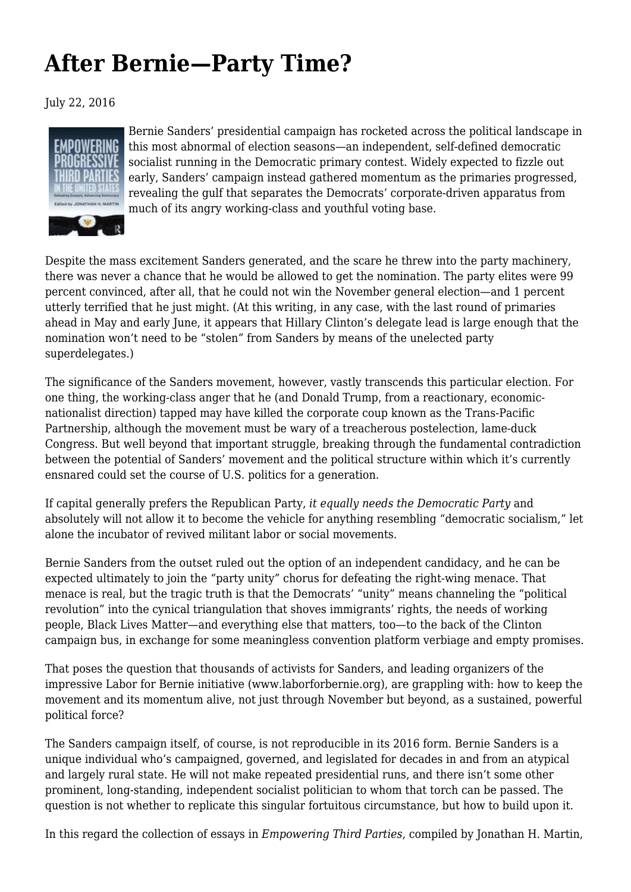# After Bernie—Party Time?

July 22, 2016

Bernie Sanders' presidential campaign has rocketed across the political landscape in this most abnormal of election seasons—an independent, self-defined democratic socialist running in the Democratic primary contest. Widely expected to fizzle out early, Sanders' campaign instead gathered momentum as the primaries progressed, revealing the gulf that separates the Democrats' corporate-driven apparatus from much of its angry working-class and youthful voting base.

Despite the mass excitement Sanders generated, and the scare he threw into the party machinery, there was never a chance that he would be allowed to get the nomination. The party elites were 99 percent convinced, after all, that he could not win the November general election—and 1 percent utterly terrified that he just might. (At this writing, in any case, with the last round of primaries ahead in May and early June, it appears that Hillary Clinton's delegate lead is large enough that the nomination won't need to be "stolen" from Sanders by means of the unelected party superdelegates.)

The significance of the Sanders movement, however, vastly transcends this particular election. For one thing, the working-class anger that he (and Donald Trump, from a reactionary, economic-nationalist direction) tapped may have killed the corporate coup known as the Trans-Pacific Partnership, although the movement must be wary of a treacherous postelection, lame-duck Congress. But well beyond that important struggle, breaking through the fundamental contradiction between the potential of Sanders' movement and the political structure within which it's currently ensnared could set the course of U.S. politics for a generation.

If capital generally prefers the Republican Party, *it equally needs the Democratic Party* and absolutely will not allow it to become the vehicle for anything resembling "democratic socialism," let alone the incubator of revived militant labor or social movements.

Bernie Sanders from the outset ruled out the option of an independent candidacy, and he can be expected ultimately to join the "party unity" chorus for defeating the right-wing menace. That menace is real, but the tragic truth is that the Democrats' "unity" means channeling the "political revolution" into the cynical triangulation that shoves immigrants' rights, the needs of working people, Black Lives Matter—and everything else that matters, too—to the back of the Clinton campaign bus, in exchange for some meaningless convention platform verbiage and empty promises.

That poses the question that thousands of activists for Sanders, and leading organizers of the impressive Labor for Bernie initiative (www.laborforbernie.org), are grappling with: how to keep the movement and its momentum alive, not just through November but beyond, as a sustained, powerful political force?

The Sanders campaign itself, of course, is not reproducible in its 2016 form. Bernie Sanders is a unique individual who's campaigned, governed, and legislated for decades in and from an atypical and largely rural state. He will not make repeated presidential runs, and there isn't some other prominent, long-standing, independent socialist politician to whom that torch can be passed. The question is not whether to replicate this singular fortuitous circumstance, but how to build upon it.

In this regard the collection of essays in *Empowering Third Parties*, compiled by Jonathan H. Martin,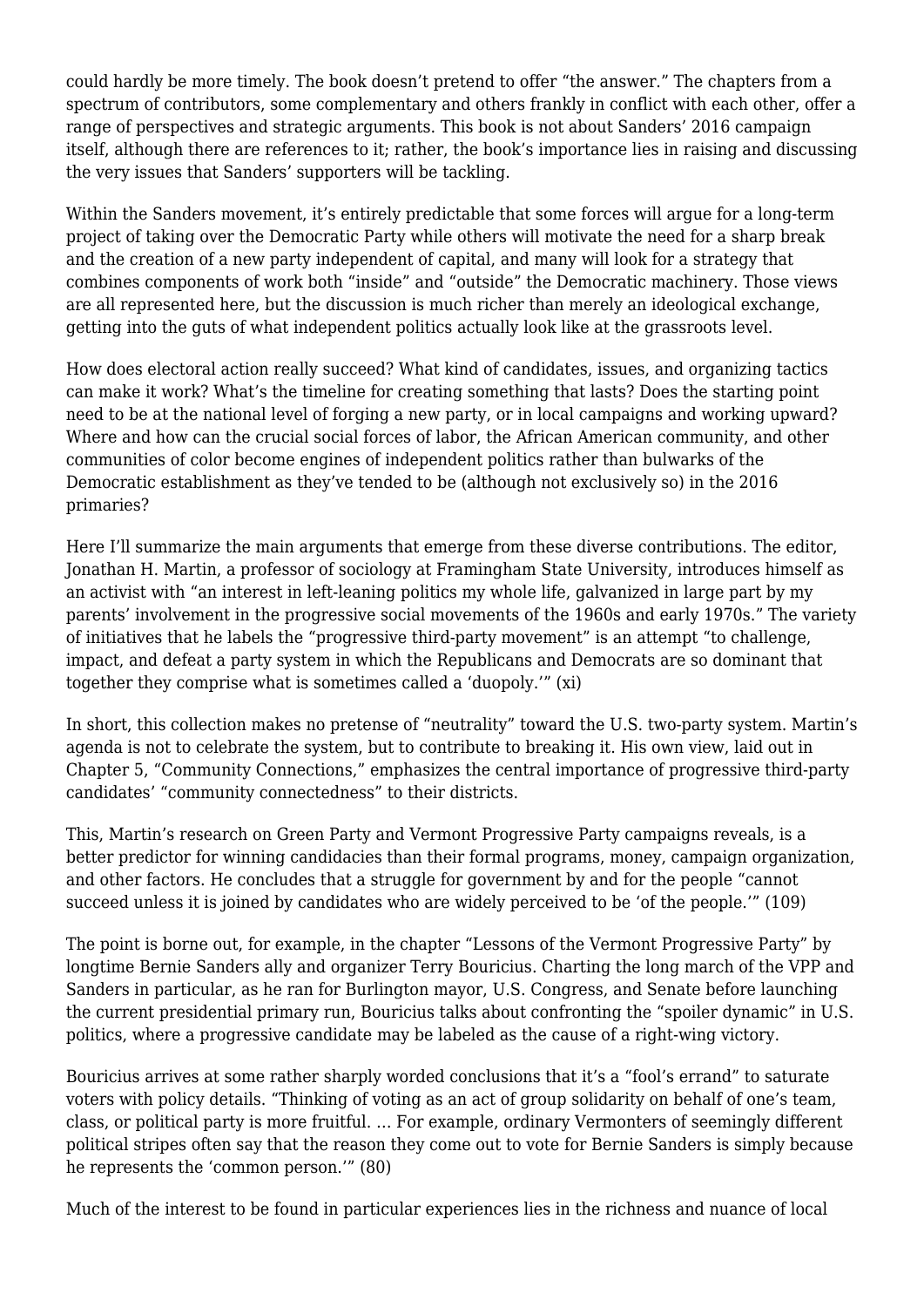could hardly be more timely. The book doesn't pretend to offer "the answer." The chapters from a spectrum of contributors, some complementary and others frankly in conflict with each other, offer a range of perspectives and strategic arguments. This book is not about Sanders' 2016 campaign itself, although there are references to it; rather, the book's importance lies in raising and discussing the very issues that Sanders' supporters will be tackling.

Within the Sanders movement, it's entirely predictable that some forces will argue for a long-term project of taking over the Democratic Party while others will motivate the need for a sharp break and the creation of a new party independent of capital, and many will look for a strategy that combines components of work both "inside" and "outside" the Democratic machinery. Those views are all represented here, but the discussion is much richer than merely an ideological exchange, getting into the guts of what independent politics actually look like at the grassroots level.

How does electoral action really succeed? What kind of candidates, issues, and organizing tactics can make it work? What's the timeline for creating something that lasts? Does the starting point need to be at the national level of forging a new party, or in local campaigns and working upward? Where and how can the crucial social forces of labor, the African American community, and other communities of color become engines of independent politics rather than bulwarks of the Democratic establishment as they've tended to be (although not exclusively so) in the 2016 primaries?

Here I'll summarize the main arguments that emerge from these diverse contributions. The editor, Jonathan H. Martin, a professor of sociology at Framingham State University, introduces himself as an activist with "an interest in left-leaning politics my whole life, galvanized in large part by my parents' involvement in the progressive social movements of the 1960s and early 1970s." The variety of initiatives that he labels the "progressive third-party movement" is an attempt "to challenge, impact, and defeat a party system in which the Republicans and Democrats are so dominant that together they comprise what is sometimes called a 'duopoly.'" (xi)

In short, this collection makes no pretense of "neutrality" toward the U.S. two-party system. Martin's agenda is not to celebrate the system, but to contribute to breaking it. His own view, laid out in Chapter 5, "Community Connections," emphasizes the central importance of progressive third-party candidates' "community connectedness" to their districts.

This, Martin's research on Green Party and Vermont Progressive Party campaigns reveals, is a better predictor for winning candidacies than their formal programs, money, campaign organization, and other factors. He concludes that a struggle for government by and for the people "cannot succeed unless it is joined by candidates who are widely perceived to be 'of the people.'" (109)

The point is borne out, for example, in the chapter "Lessons of the Vermont Progressive Party" by longtime Bernie Sanders ally and organizer Terry Bouricius. Charting the long march of the VPP and Sanders in particular, as he ran for Burlington mayor, U.S. Congress, and Senate before launching the current presidential primary run, Bouricius talks about confronting the "spoiler dynamic" in U.S. politics, where a progressive candidate may be labeled as the cause of a right-wing victory.

Bouricius arrives at some rather sharply worded conclusions that it's a "fool's errand" to saturate voters with policy details. "Thinking of voting as an act of group solidarity on behalf of one's team, class, or political party is more fruitful. … For example, ordinary Vermonters of seemingly different political stripes often say that the reason they come out to vote for Bernie Sanders is simply because he represents the 'common person.'" (80)

Much of the interest to be found in particular experiences lies in the richness and nuance of local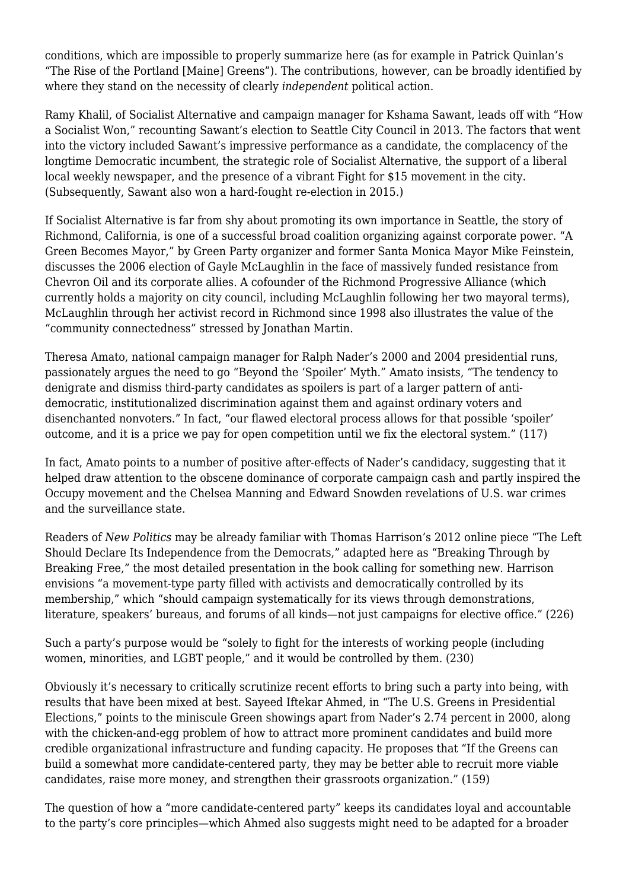conditions, which are impossible to properly summarize here (as for example in Patrick Quinlan's "The Rise of the Portland [Maine] Greens"). The contributions, however, can be broadly identified by where they stand on the necessity of clearly *independent* political action.

Ramy Khalil, of Socialist Alternative and campaign manager for Kshama Sawant, leads off with "How a Socialist Won," recounting Sawant's election to Seattle City Council in 2013. The factors that went into the victory included Sawant's impressive performance as a candidate, the complacency of the longtime Democratic incumbent, the strategic role of Socialist Alternative, the support of a liberal local weekly newspaper, and the presence of a vibrant Fight for $15 movement in the city. (Subsequently, Sawant also won a hard-fought re-election in 2015.)

If Socialist Alternative is far from shy about promoting its own importance in Seattle, the story of Richmond, California, is one of a successful broad coalition organizing against corporate power. "A Green Becomes Mayor," by Green Party organizer and former Santa Monica Mayor Mike Feinstein, discusses the 2006 election of Gayle McLaughlin in the face of massively funded resistance from Chevron Oil and its corporate allies. A cofounder of the Richmond Progressive Alliance (which currently holds a majority on city council, including McLaughlin following her two mayoral terms), McLaughlin through her activist record in Richmond since 1998 also illustrates the value of the "community connectedness" stressed by Jonathan Martin.

Theresa Amato, national campaign manager for Ralph Nader's 2000 and 2004 presidential runs, passionately argues the need to go "Beyond the 'Spoiler' Myth." Amato insists, "The tendency to denigrate and dismiss third-party candidates as spoilers is part of a larger pattern of anti-democratic, institutionalized discrimination against them and against ordinary voters and disenchanted nonvoters." In fact, "our flawed electoral process allows for that possible 'spoiler' outcome, and it is a price we pay for open competition until we fix the electoral system." (117)

In fact, Amato points to a number of positive after-effects of Nader's candidacy, suggesting that it helped draw attention to the obscene dominance of corporate campaign cash and partly inspired the Occupy movement and the Chelsea Manning and Edward Snowden revelations of U.S. war crimes and the surveillance state.

Readers of *New Politics* may be already familiar with Thomas Harrison's 2012 online piece "The Left Should Declare Its Independence from the Democrats," adapted here as "Breaking Through by Breaking Free," the most detailed presentation in the book calling for something new. Harrison envisions "a movement-type party filled with activists and democratically controlled by its membership," which "should campaign systematically for its views through demonstrations, literature, speakers' bureaus, and forums of all kinds—not just campaigns for elective office." (226)

Such a party's purpose would be "solely to fight for the interests of working people (including women, minorities, and LGBT people," and it would be controlled by them. (230)

Obviously it's necessary to critically scrutinize recent efforts to bring such a party into being, with results that have been mixed at best. Sayeed Iftekar Ahmed, in "The U.S. Greens in Presidential Elections," points to the miniscule Green showings apart from Nader's 2.74 percent in 2000, along with the chicken-and-egg problem of how to attract more prominent candidates and build more credible organizational infrastructure and funding capacity. He proposes that "If the Greens can build a somewhat more candidate-centered party, they may be better able to recruit more viable candidates, raise more money, and strengthen their grassroots organization." (159)

The question of how a "more candidate-centered party" keeps its candidates loyal and accountable to the party's core principles—which Ahmed also suggests might need to be adapted for a broader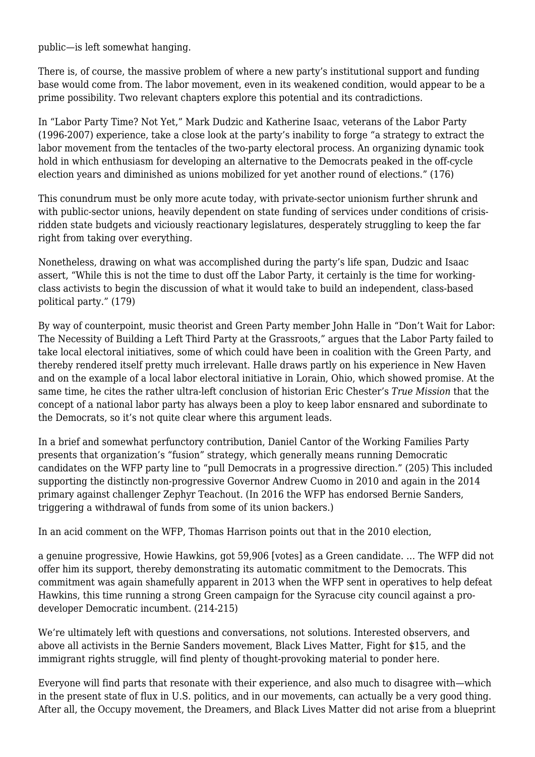public—is left somewhat hanging.

There is, of course, the massive problem of where a new party's institutional support and funding base would come from. The labor movement, even in its weakened condition, would appear to be a prime possibility. Two relevant chapters explore this potential and its contradictions.

In "Labor Party Time? Not Yet," Mark Dudzic and Katherine Isaac, veterans of the Labor Party (1996-2007) experience, take a close look at the party's inability to forge "a strategy to extract the labor movement from the tentacles of the two-party electoral process. An organizing dynamic took hold in which enthusiasm for developing an alternative to the Democrats peaked in the off-cycle election years and diminished as unions mobilized for yet another round of elections." (176)

This conundrum must be only more acute today, with private-sector unionism further shrunk and with public-sector unions, heavily dependent on state funding of services under conditions of crisis-ridden state budgets and viciously reactionary legislatures, desperately struggling to keep the far right from taking over everything.

Nonetheless, drawing on what was accomplished during the party's life span, Dudzic and Isaac assert, "While this is not the time to dust off the Labor Party, it certainly is the time for working-class activists to begin the discussion of what it would take to build an independent, class-based political party." (179)

By way of counterpoint, music theorist and Green Party member John Halle in "Don't Wait for Labor: The Necessity of Building a Left Third Party at the Grassroots," argues that the Labor Party failed to take local electoral initiatives, some of which could have been in coalition with the Green Party, and thereby rendered itself pretty much irrelevant. Halle draws partly on his experience in New Haven and on the example of a local labor electoral initiative in Lorain, Ohio, which showed promise. At the same time, he cites the rather ultra-left conclusion of historian Eric Chester's *True Mission* that the concept of a national labor party has always been a ploy to keep labor ensnared and subordinate to the Democrats, so it's not quite clear where this argument leads.

In a brief and somewhat perfunctory contribution, Daniel Cantor of the Working Families Party presents that organization's "fusion" strategy, which generally means running Democratic candidates on the WFP party line to "pull Democrats in a progressive direction." (205) This included supporting the distinctly non-progressive Governor Andrew Cuomo in 2010 and again in the 2014 primary against challenger Zephyr Teachout. (In 2016 the WFP has endorsed Bernie Sanders, triggering a withdrawal of funds from some of its union backers.)

In an acid comment on the WFP, Thomas Harrison points out that in the 2010 election,

> a genuine progressive, Howie Hawkins, got 59,906 [votes] as a Green candidate. … The WFP did not offer him its support, thereby demonstrating its automatic commitment to the Democrats. This commitment was again shamefully apparent in 2013 when the WFP sent in operatives to help defeat Hawkins, this time running a strong Green campaign for the Syracuse city council against a pro-developer Democratic incumbent. (214-215)

We're ultimately left with questions and conversations, not solutions. Interested observers, and above all activists in the Bernie Sanders movement, Black Lives Matter, Fight for $15, and the immigrant rights struggle, will find plenty of thought-provoking material to ponder here.

Everyone will find parts that resonate with their experience, and also much to disagree with—which in the present state of flux in U.S. politics, and in our movements, can actually be a very good thing. After all, the Occupy movement, the Dreamers, and Black Lives Matter did not arise from a blueprint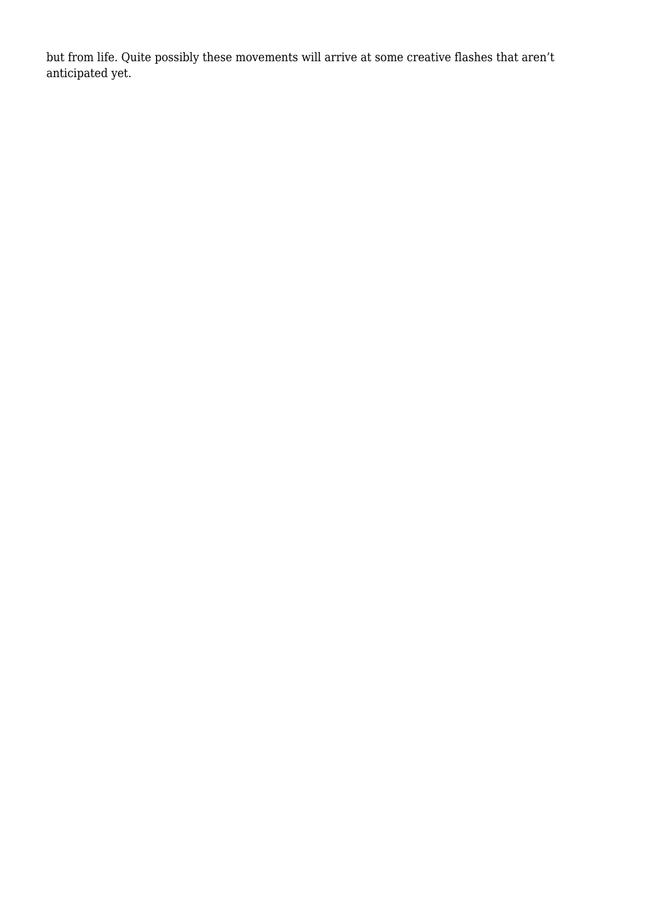but from life. Quite possibly these movements will arrive at some creative flashes that aren’t anticipated yet.